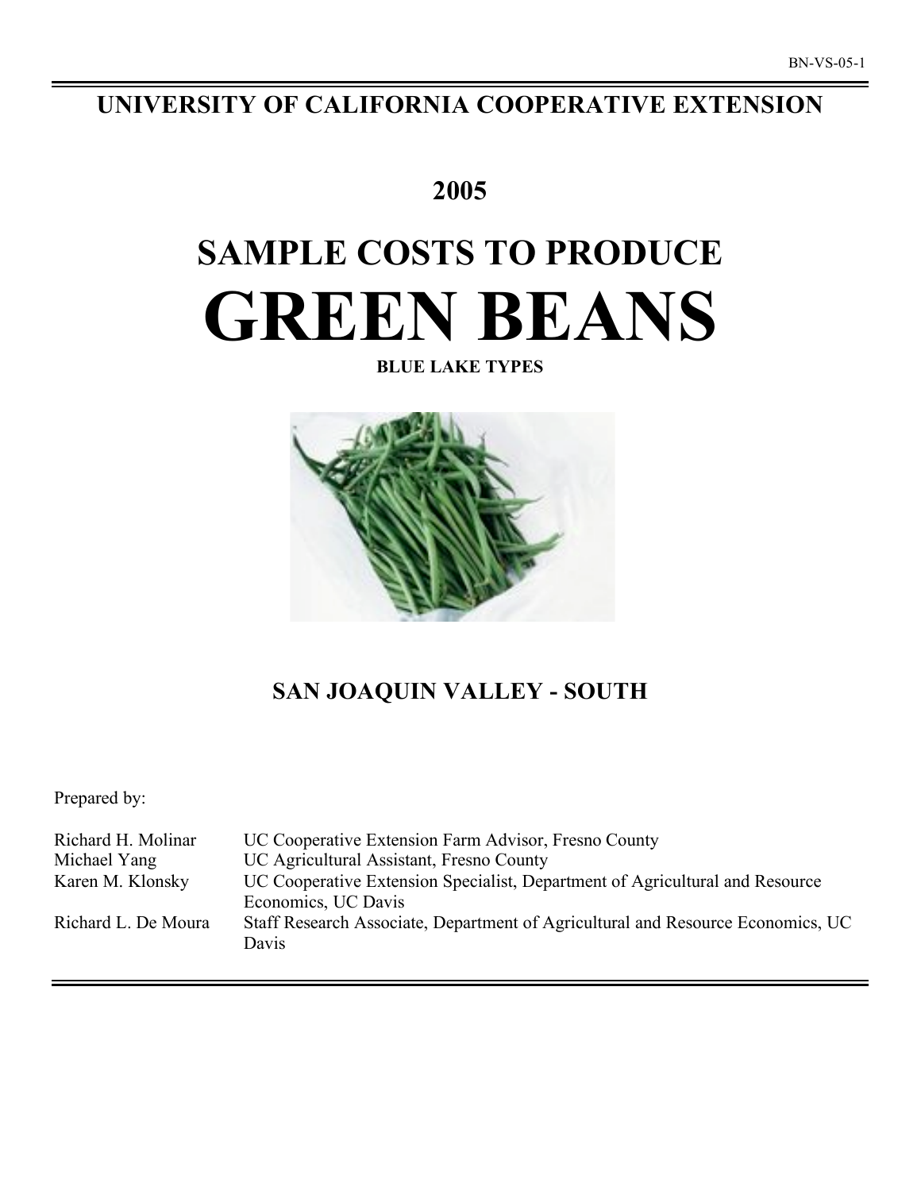BN-VS-05-1

# UNIVERSITY OF CALIFORNIA COOPERATIVE EXTENSION

## 2005

# SAMPLE COSTS TO PRODUCE

# GREEN BEANS

**BLUE LAKE TYPES**

## SAN JOAQUIN VALLEY - SOUTH

Prepared by:

| | |
|---|---|
| Richard H. Molinar | UC Cooperative Extension Farm Advisor, Fresno County |
| Michael Yang | UC Agricultural Assistant, Fresno County |
| Karen M. Klonsky | UC Cooperative Extension Specialist, Department of Agricultural and Resource Economics, UC Davis |
| Richard L. De Moura | Staff Research Associate, Department of Agricultural and Resource Economics, UC Davis |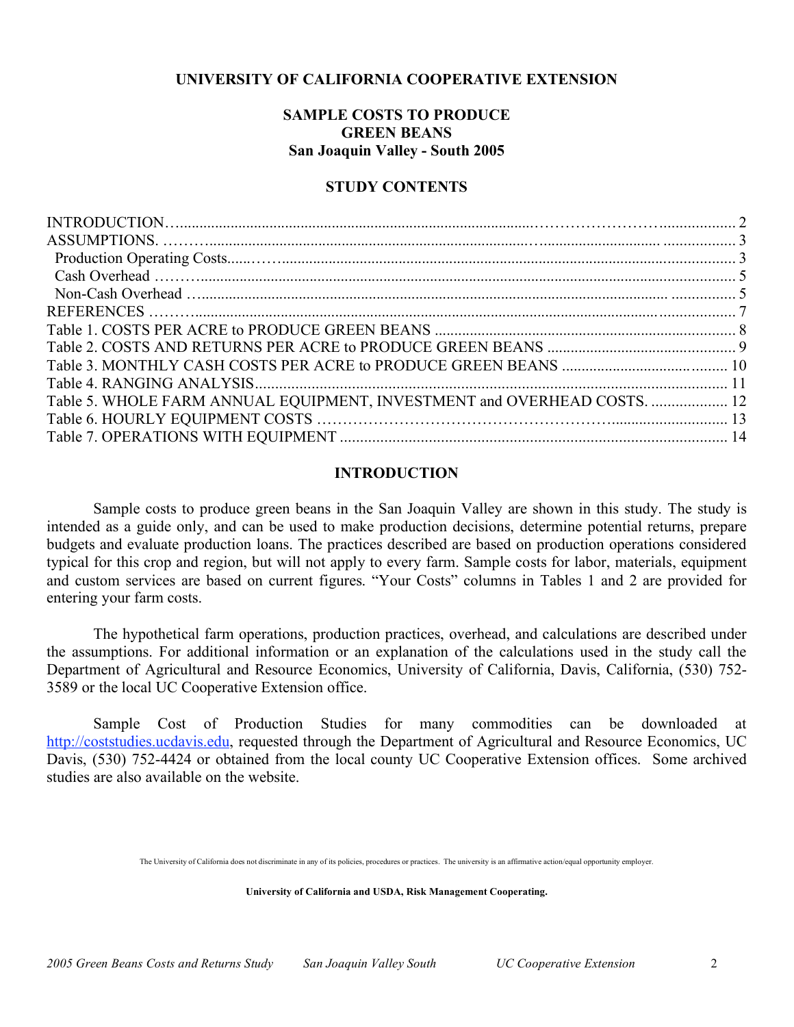**UNIVERSITY OF CALIFORNIA COOPERATIVE EXTENSION**

# SAMPLE COSTS TO PRODUCE GREEN BEANS San Joaquin Valley - South 2005

## STUDY CONTENTS

| | |
|---|---|
| INTRODUCTION | 2 |
| ASSUMPTIONS. | 3 |
| Production Operating Costs | 3 |
| Cash Overhead | 5 |
| Non-Cash Overhead | 5 |
| REFERENCES | 7 |
| Table 1. COSTS PER ACRE to PRODUCE GREEN BEANS | 8 |
| Table 2. COSTS AND RETURNS PER ACRE to PRODUCE GREEN BEANS | 9 |
| Table 3. MONTHLY CASH COSTS PER ACRE to PRODUCE GREEN BEANS | 10 |
| Table 4. RANGING ANALYSIS | 11 |
| Table 5. WHOLE FARM ANNUAL EQUIPMENT, INVESTMENT and OVERHEAD COSTS. | 12 |
| Table 6. HOURLY EQUIPMENT COSTS | 13 |
| Table 7. OPERATIONS WITH EQUIPMENT | 14 |

## INTRODUCTION

Sample costs to produce green beans in the San Joaquin Valley are shown in this study. The study is intended as a guide only, and can be used to make production decisions, determine potential returns, prepare budgets and evaluate production loans. The practices described are based on production operations considered typical for this crop and region, but will not apply to every farm. Sample costs for labor, materials, equipment and custom services are based on current figures. "Your Costs" columns in Tables 1 and 2 are provided for entering your farm costs.

The hypothetical farm operations, production practices, overhead, and calculations are described under the assumptions. For additional information or an explanation of the calculations used in the study call the Department of Agricultural and Resource Economics, University of California, Davis, California, (530) 752-3589 or the local UC Cooperative Extension office.

Sample Cost of Production Studies for many commodities can be downloaded at http://coststudies.ucdavis.edu, requested through the Department of Agricultural and Resource Economics, UC Davis, (530) 752-4424 or obtained from the local county UC Cooperative Extension offices. Some archived studies are also available on the website.

The University of California does not discriminate in any of its policies, procedures or practices. The university is an affirmative action/equal opportunity employer.

**University of California and USDA, Risk Management Cooperating.**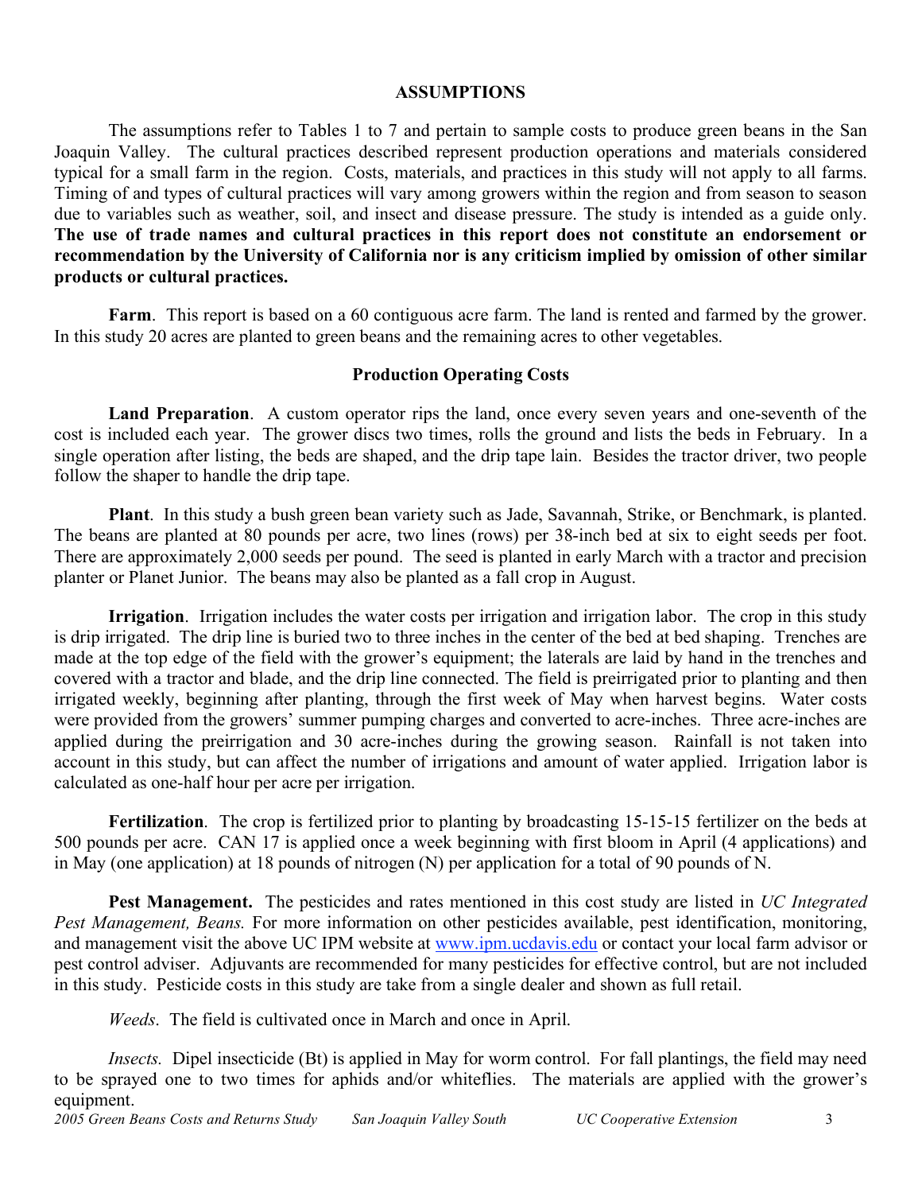## ASSUMPTIONS

The assumptions refer to Tables 1 to 7 and pertain to sample costs to produce green beans in the San Joaquin Valley. The cultural practices described represent production operations and materials considered typical for a small farm in the region. Costs, materials, and practices in this study will not apply to all farms. Timing of and types of cultural practices will vary among growers within the region and from season to season due to variables such as weather, soil, and insect and disease pressure. The study is intended as a guide only. **The use of trade names and cultural practices in this report does not constitute an endorsement or recommendation by the University of California nor is any criticism implied by omission of other similar products or cultural practices.**

**Farm**. This report is based on a 60 contiguous acre farm. The land is rented and farmed by the grower. In this study 20 acres are planted to green beans and the remaining acres to other vegetables.

### Production Operating Costs

**Land Preparation**. A custom operator rips the land, once every seven years and one-seventh of the cost is included each year. The grower discs two times, rolls the ground and lists the beds in February. In a single operation after listing, the beds are shaped, and the drip tape lain. Besides the tractor driver, two people follow the shaper to handle the drip tape.

**Plant**. In this study a bush green bean variety such as Jade, Savannah, Strike, or Benchmark, is planted. The beans are planted at 80 pounds per acre, two lines (rows) per 38-inch bed at six to eight seeds per foot. There are approximately 2,000 seeds per pound. The seed is planted in early March with a tractor and precision planter or Planet Junior. The beans may also be planted as a fall crop in August.

**Irrigation**. Irrigation includes the water costs per irrigation and irrigation labor. The crop in this study is drip irrigated. The drip line is buried two to three inches in the center of the bed at bed shaping. Trenches are made at the top edge of the field with the grower's equipment; the laterals are laid by hand in the trenches and covered with a tractor and blade, and the drip line connected. The field is preirrigated prior to planting and then irrigated weekly, beginning after planting, through the first week of May when harvest begins. Water costs were provided from the growers' summer pumping charges and converted to acre-inches. Three acre-inches are applied during the preirrigation and 30 acre-inches during the growing season. Rainfall is not taken into account in this study, but can affect the number of irrigations and amount of water applied. Irrigation labor is calculated as one-half hour per acre per irrigation.

**Fertilization**. The crop is fertilized prior to planting by broadcasting 15-15-15 fertilizer on the beds at 500 pounds per acre. CAN 17 is applied once a week beginning with first bloom in April (4 applications) and in May (one application) at 18 pounds of nitrogen (N) per application for a total of 90 pounds of N.

**Pest Management.** The pesticides and rates mentioned in this cost study are listed in *UC Integrated Pest Management, Beans.* For more information on other pesticides available, pest identification, monitoring, and management visit the above UC IPM website at www.ipm.ucdavis.edu or contact your local farm advisor or pest control adviser. Adjuvants are recommended for many pesticides for effective control, but are not included in this study. Pesticide costs in this study are take from a single dealer and shown as full retail.

*Weeds*. The field is cultivated once in March and once in April.

*Insects.* Dipel insecticide (Bt) is applied in May for worm control. For fall plantings, the field may need to be sprayed one to two times for aphids and/or whiteflies. The materials are applied with the grower's equipment.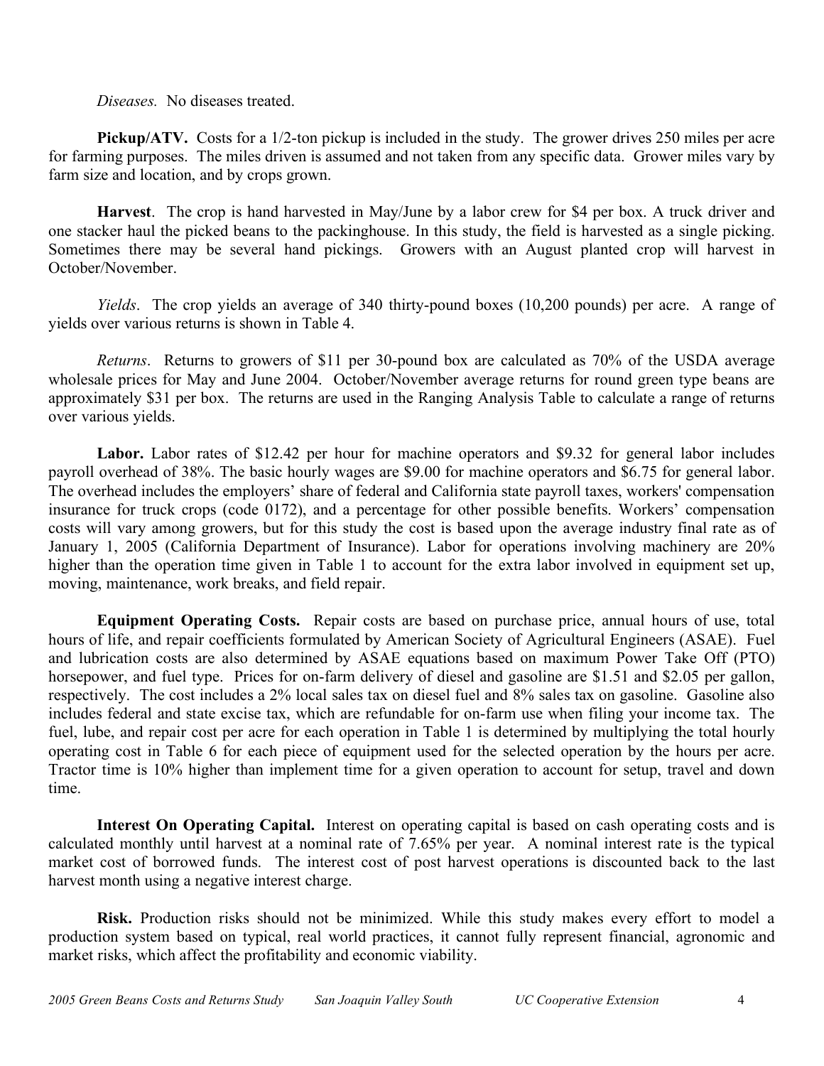*Diseases.* No diseases treated.

**Pickup/ATV.** Costs for a 1/2-ton pickup is included in the study. The grower drives 250 miles per acre for farming purposes. The miles driven is assumed and not taken from any specific data. Grower miles vary by farm size and location, and by crops grown.

**Harvest**. The crop is hand harvested in May/June by a labor crew for $4 per box. A truck driver and one stacker haul the picked beans to the packinghouse. In this study, the field is harvested as a single picking. Sometimes there may be several hand pickings. Growers with an August planted crop will harvest in October/November.

*Yields*. The crop yields an average of 340 thirty-pound boxes (10,200 pounds) per acre. A range of yields over various returns is shown in Table 4.

*Returns*. Returns to growers of $11 per 30-pound box are calculated as 70% of the USDA average wholesale prices for May and June 2004. October/November average returns for round green type beans are approximately $31 per box. The returns are used in the Ranging Analysis Table to calculate a range of returns over various yields.

**Labor.** Labor rates of $12.42 per hour for machine operators and $9.32 for general labor includes payroll overhead of 38%. The basic hourly wages are $9.00 for machine operators and $6.75 for general labor. The overhead includes the employers' share of federal and California state payroll taxes, workers' compensation insurance for truck crops (code 0172), and a percentage for other possible benefits. Workers' compensation costs will vary among growers, but for this study the cost is based upon the average industry final rate as of January 1, 2005 (California Department of Insurance). Labor for operations involving machinery are 20% higher than the operation time given in Table 1 to account for the extra labor involved in equipment set up, moving, maintenance, work breaks, and field repair.

**Equipment Operating Costs.** Repair costs are based on purchase price, annual hours of use, total hours of life, and repair coefficients formulated by American Society of Agricultural Engineers (ASAE). Fuel and lubrication costs are also determined by ASAE equations based on maximum Power Take Off (PTO) horsepower, and fuel type. Prices for on-farm delivery of diesel and gasoline are $1.51 and $2.05 per gallon, respectively. The cost includes a 2% local sales tax on diesel fuel and 8% sales tax on gasoline. Gasoline also includes federal and state excise tax, which are refundable for on-farm use when filing your income tax. The fuel, lube, and repair cost per acre for each operation in Table 1 is determined by multiplying the total hourly operating cost in Table 6 for each piece of equipment used for the selected operation by the hours per acre. Tractor time is 10% higher than implement time for a given operation to account for setup, travel and down time.

**Interest On Operating Capital.** Interest on operating capital is based on cash operating costs and is calculated monthly until harvest at a nominal rate of 7.65% per year. A nominal interest rate is the typical market cost of borrowed funds. The interest cost of post harvest operations is discounted back to the last harvest month using a negative interest charge.

**Risk.** Production risks should not be minimized. While this study makes every effort to model a production system based on typical, real world practices, it cannot fully represent financial, agronomic and market risks, which affect the profitability and economic viability.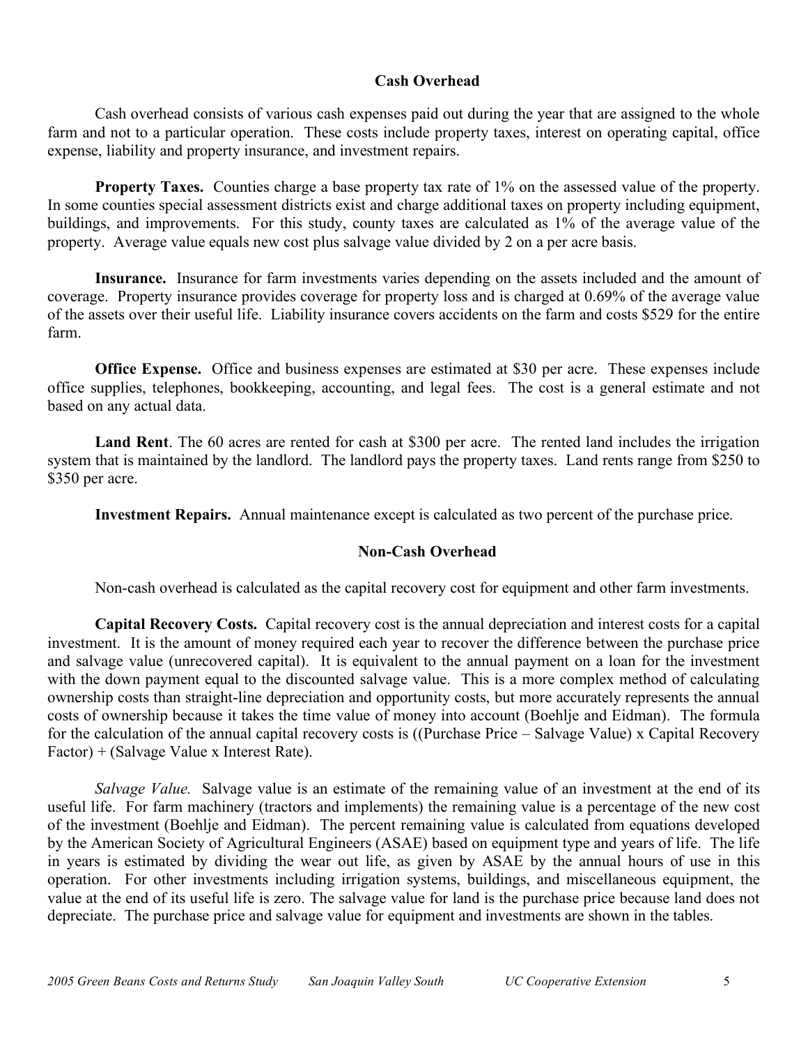## Cash Overhead

Cash overhead consists of various cash expenses paid out during the year that are assigned to the whole farm and not to a particular operation. These costs include property taxes, interest on operating capital, office expense, liability and property insurance, and investment repairs.

**Property Taxes.** Counties charge a base property tax rate of 1% on the assessed value of the property. In some counties special assessment districts exist and charge additional taxes on property including equipment, buildings, and improvements. For this study, county taxes are calculated as 1% of the average value of the property. Average value equals new cost plus salvage value divided by 2 on a per acre basis.

**Insurance.** Insurance for farm investments varies depending on the assets included and the amount of coverage. Property insurance provides coverage for property loss and is charged at 0.69% of the average value of the assets over their useful life. Liability insurance covers accidents on the farm and costs $529 for the entire farm.

**Office Expense.** Office and business expenses are estimated at $30 per acre. These expenses include office supplies, telephones, bookkeeping, accounting, and legal fees. The cost is a general estimate and not based on any actual data.

**Land Rent**. The 60 acres are rented for cash at $300 per acre. The rented land includes the irrigation system that is maintained by the landlord. The landlord pays the property taxes. Land rents range from $250 to $350 per acre.

**Investment Repairs.** Annual maintenance except is calculated as two percent of the purchase price.

## Non-Cash Overhead

Non-cash overhead is calculated as the capital recovery cost for equipment and other farm investments.

**Capital Recovery Costs.** Capital recovery cost is the annual depreciation and interest costs for a capital investment. It is the amount of money required each year to recover the difference between the purchase price and salvage value (unrecovered capital). It is equivalent to the annual payment on a loan for the investment with the down payment equal to the discounted salvage value. This is a more complex method of calculating ownership costs than straight-line depreciation and opportunity costs, but more accurately represents the annual costs of ownership because it takes the time value of money into account (Boehlje and Eidman). The formula for the calculation of the annual capital recovery costs is ((Purchase Price – Salvage Value) x Capital Recovery Factor) + (Salvage Value x Interest Rate).

*Salvage Value.* Salvage value is an estimate of the remaining value of an investment at the end of its useful life. For farm machinery (tractors and implements) the remaining value is a percentage of the new cost of the investment (Boehlje and Eidman). The percent remaining value is calculated from equations developed by the American Society of Agricultural Engineers (ASAE) based on equipment type and years of life. The life in years is estimated by dividing the wear out life, as given by ASAE by the annual hours of use in this operation. For other investments including irrigation systems, buildings, and miscellaneous equipment, the value at the end of its useful life is zero. The salvage value for land is the purchase price because land does not depreciate. The purchase price and salvage value for equipment and investments are shown in the tables.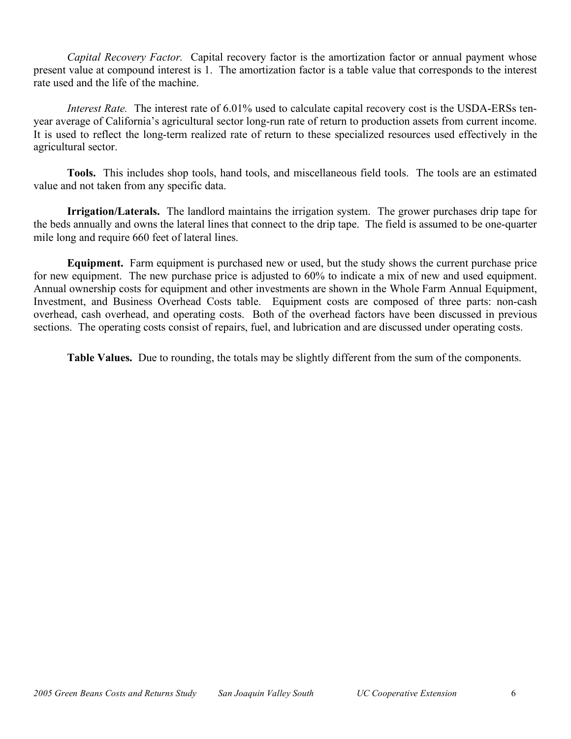*Capital Recovery Factor.* Capital recovery factor is the amortization factor or annual payment whose present value at compound interest is 1. The amortization factor is a table value that corresponds to the interest rate used and the life of the machine.

*Interest Rate.* The interest rate of 6.01% used to calculate capital recovery cost is the USDA-ERSs ten-year average of California's agricultural sector long-run rate of return to production assets from current income. It is used to reflect the long-term realized rate of return to these specialized resources used effectively in the agricultural sector.

**Tools.** This includes shop tools, hand tools, and miscellaneous field tools. The tools are an estimated value and not taken from any specific data.

**Irrigation/Laterals.** The landlord maintains the irrigation system. The grower purchases drip tape for the beds annually and owns the lateral lines that connect to the drip tape. The field is assumed to be one-quarter mile long and require 660 feet of lateral lines.

**Equipment.** Farm equipment is purchased new or used, but the study shows the current purchase price for new equipment. The new purchase price is adjusted to 60% to indicate a mix of new and used equipment. Annual ownership costs for equipment and other investments are shown in the Whole Farm Annual Equipment, Investment, and Business Overhead Costs table. Equipment costs are composed of three parts: non-cash overhead, cash overhead, and operating costs. Both of the overhead factors have been discussed in previous sections. The operating costs consist of repairs, fuel, and lubrication and are discussed under operating costs.

**Table Values.** Due to rounding, the totals may be slightly different from the sum of the components.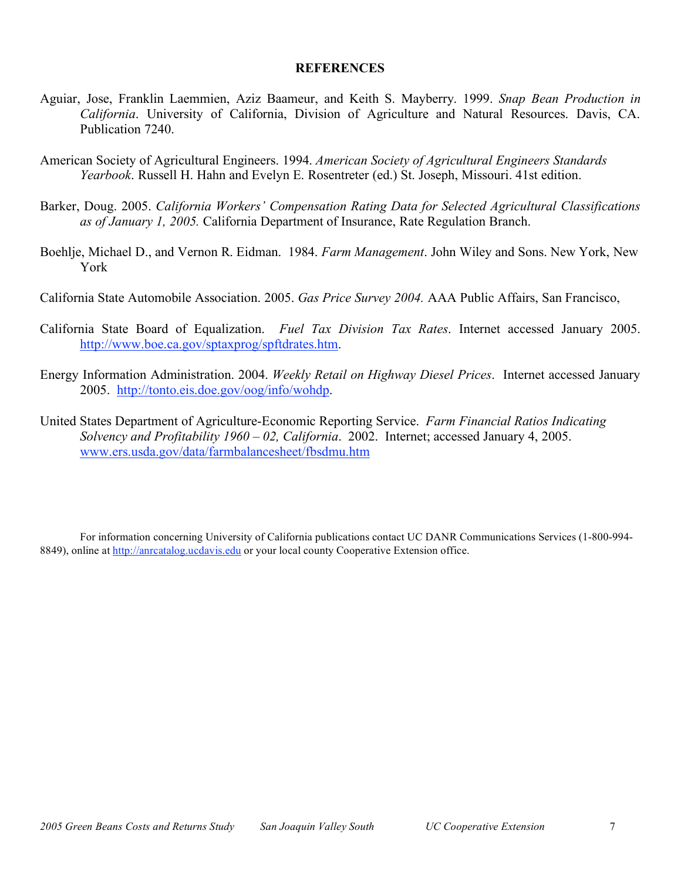## REFERENCES

Aguiar, Jose, Franklin Laemmien, Aziz Baameur, and Keith S. Mayberry. 1999. *Snap Bean Production in California*. University of California, Division of Agriculture and Natural Resources. Davis, CA. Publication 7240.

American Society of Agricultural Engineers. 1994. *American Society of Agricultural Engineers Standards Yearbook*. Russell H. Hahn and Evelyn E. Rosentreter (ed.) St. Joseph, Missouri. 41st edition.

Barker, Doug. 2005. *California Workers' Compensation Rating Data for Selected Agricultural Classifications as of January 1, 2005.* California Department of Insurance, Rate Regulation Branch.

Boehlje, Michael D., and Vernon R. Eidman. 1984. *Farm Management*. John Wiley and Sons. New York, New York

California State Automobile Association. 2005. *Gas Price Survey 2004.* AAA Public Affairs, San Francisco,

California State Board of Equalization. *Fuel Tax Division Tax Rates*. Internet accessed January 2005. http://www.boe.ca.gov/sptaxprog/spftdrates.htm.

Energy Information Administration. 2004. *Weekly Retail on Highway Diesel Prices*. Internet accessed January 2005. http://tonto.eis.doe.gov/oog/info/wohdp.

United States Department of Agriculture-Economic Reporting Service. *Farm Financial Ratios Indicating Solvency and Profitability 1960 – 02, California*. 2002. Internet; accessed January 4, 2005. www.ers.usda.gov/data/farmbalancesheet/fbsdmu.htm

For information concerning University of California publications contact UC DANR Communications Services (1-800-994-8849), online at http://anrcatalog.ucdavis.edu or your local county Cooperative Extension office.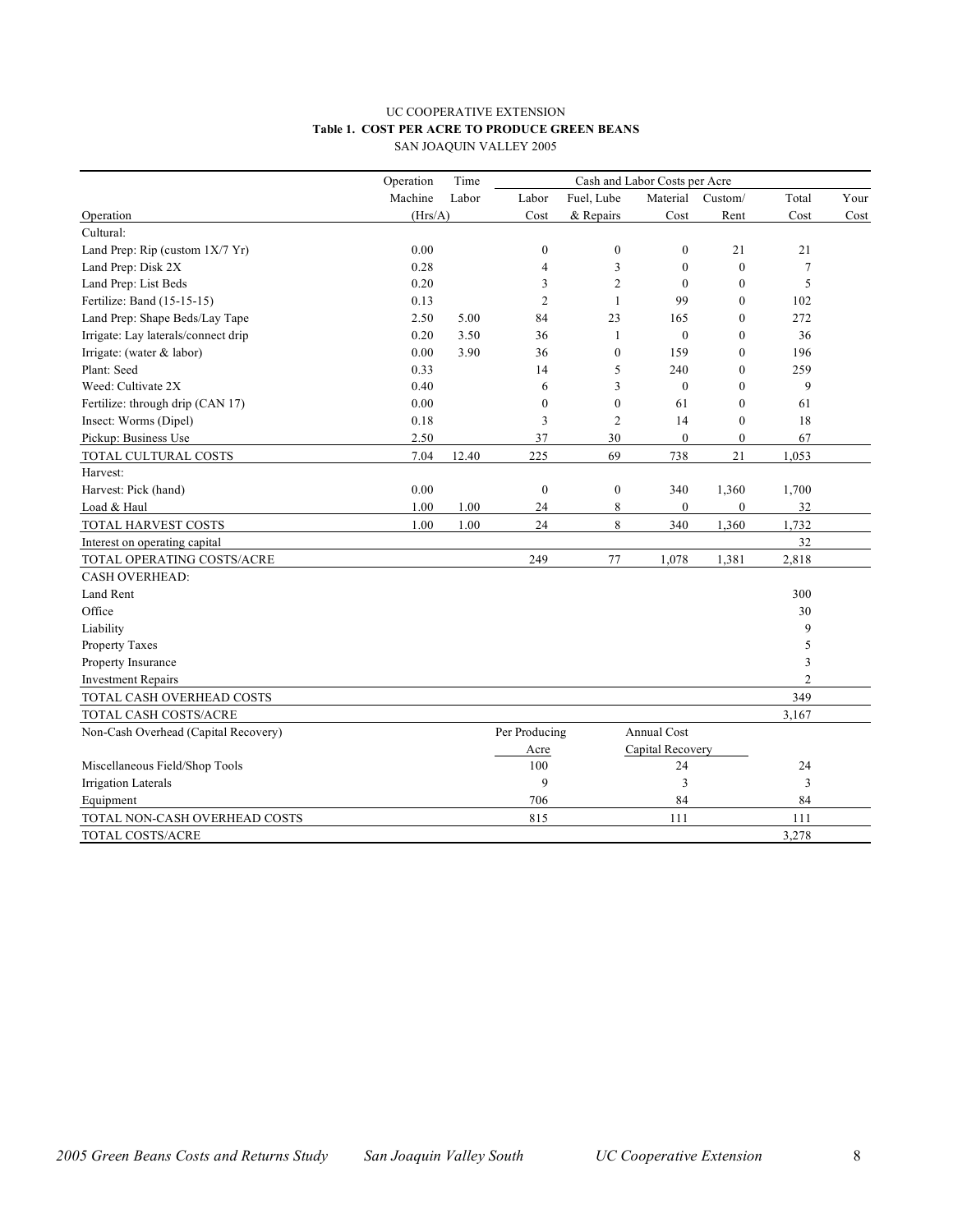UC COOPERATIVE EXTENSION

**Table 1. COST PER ACRE TO PRODUCE GREEN BEANS**

SAN JOAQUIN VALLEY 2005

| Operation | Operation Time Machine (Hrs/A) | Labor | Labor Cost | Fuel, Lube & Repairs | Material Cost | Custom/ Rent | Total Cost | Your Cost |
|---|---|---|---|---|---|---|---|---|
| Cultural: | | | | | | | | |
| Land Prep: Rip (custom 1X/7 Yr) | 0.00 | | 0 | 0 | 0 | 21 | 21 | |
| Land Prep: Disk 2X | 0.28 | | 4 | 3 | 0 | 0 | 7 | |
| Land Prep: List Beds | 0.20 | | 3 | 2 | 0 | 0 | 5 | |
| Fertilize: Band (15-15-15) | 0.13 | | 2 | 1 | 99 | 0 | 102 | |
| Land Prep: Shape Beds/Lay Tape | 2.50 | 5.00 | 84 | 23 | 165 | 0 | 272 | |
| Irrigate: Lay laterals/connect drip | 0.20 | 3.50 | 36 | 1 | 0 | 0 | 36 | |
| Irrigate: (water & labor) | 0.00 | 3.90 | 36 | 0 | 159 | 0 | 196 | |
| Plant: Seed | 0.33 | | 14 | 5 | 240 | 0 | 259 | |
| Weed: Cultivate 2X | 0.40 | | 6 | 3 | 0 | 0 | 9 | |
| Fertilize: through drip (CAN 17) | 0.00 | | 0 | 0 | 61 | 0 | 61 | |
| Insect: Worms (Dipel) | 0.18 | | 3 | 2 | 14 | 0 | 18 | |
| Pickup: Business Use | 2.50 | | 37 | 30 | 0 | 0 | 67 | |
| TOTAL CULTURAL COSTS | 7.04 | 12.40 | 225 | 69 | 738 | 21 | 1,053 | |
| Harvest: | | | | | | | | |
| Harvest: Pick (hand) | 0.00 | | 0 | 0 | 340 | 1,360 | 1,700 | |
| Load & Haul | 1.00 | 1.00 | 24 | 8 | 0 | 0 | 32 | |
| TOTAL HARVEST COSTS | 1.00 | 1.00 | 24 | 8 | 340 | 1,360 | 1,732 | |
| Interest on operating capital | | | | | | | 32 | |
| TOTAL OPERATING COSTS/ACRE | | | 249 | 77 | 1,078 | 1,381 | 2,818 | |
| CASH OVERHEAD: | | | | | | | | |
| Land Rent | | | | | | | 300 | |
| Office | | | | | | | 30 | |
| Liability | | | | | | | 9 | |
| Property Taxes | | | | | | | 5 | |
| Property Insurance | | | | | | | 3 | |
| Investment Repairs | | | | | | | 2 | |
| TOTAL CASH OVERHEAD COSTS | | | | | | | 349 | |
| TOTAL CASH COSTS/ACRE | | | | | | | 3,167 | |
| Non-Cash Overhead (Capital Recovery) | | | Per Producing Acre | | Annual Cost Capital Recovery | | | |
| Miscellaneous Field/Shop Tools | | | 100 | | 24 | | 24 | |
| Irrigation Laterals | | | 9 | | 3 | | 3 | |
| Equipment | | | 706 | | 84 | | 84 | |
| TOTAL NON-CASH OVERHEAD COSTS | | | 815 | | 111 | | 111 | |
| TOTAL COSTS/ACRE | | | | | | | 3,278 | |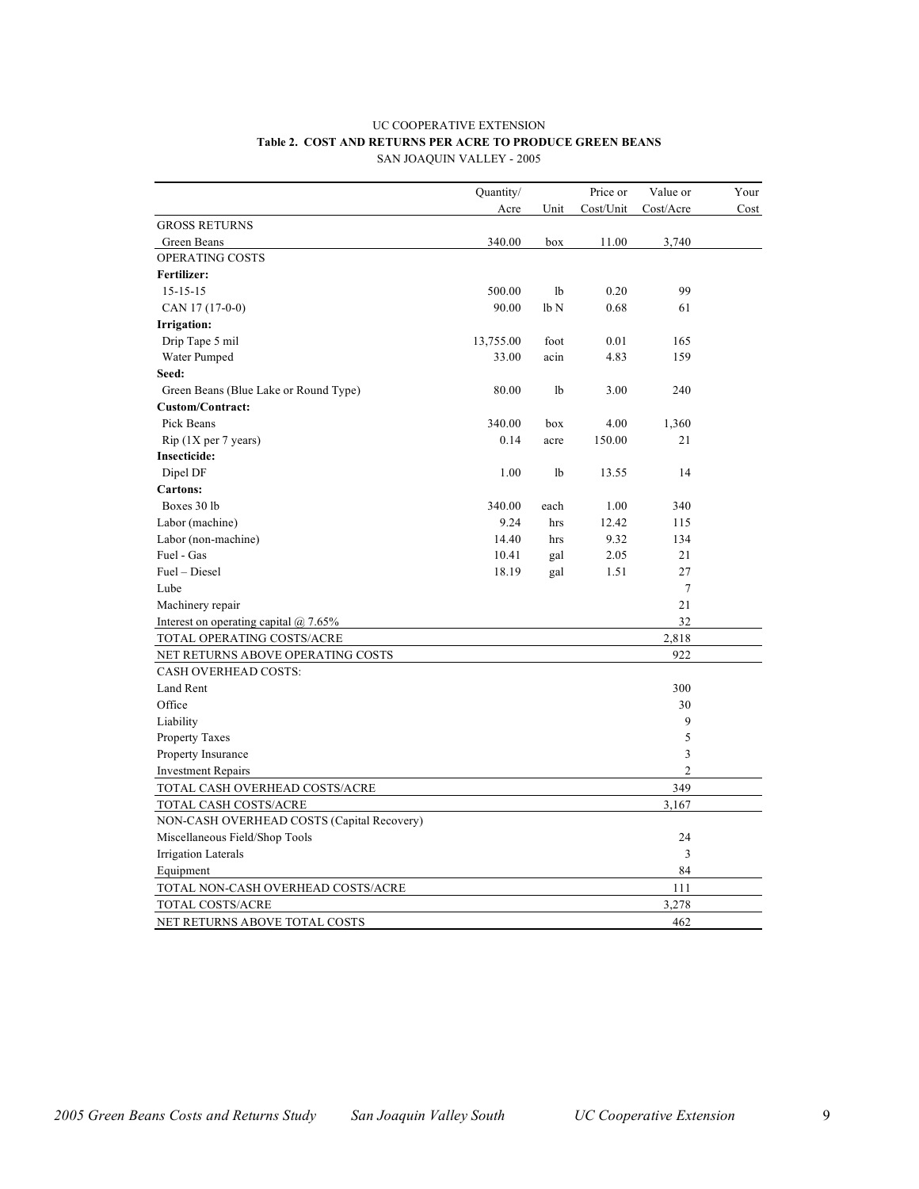UC COOPERATIVE EXTENSION

**Table 2. COST AND RETURNS PER ACRE TO PRODUCE GREEN BEANS**

SAN JOAQUIN VALLEY - 2005

| | Quantity/ Acre | Unit | Price or Cost/Unit | Value or Cost/Acre | Your Cost |
|---|---|---|---|---|---|
| GROSS RETURNS | | | | | |
| Green Beans | 340.00 | box | 11.00 | 3,740 | |
| OPERATING COSTS | | | | | |
| **Fertilizer:** | | | | | |
| 15-15-15 | 500.00 | lb | 0.20 | 99 | |
| CAN 17 (17-0-0) | 90.00 | lb N | 0.68 | 61 | |
| **Irrigation:** | | | | | |
| Drip Tape 5 mil | 13,755.00 | foot | 0.01 | 165 | |
| Water Pumped | 33.00 | acin | 4.83 | 159 | |
| **Seed:** | | | | | |
| Green Beans (Blue Lake or Round Type) | 80.00 | lb | 3.00 | 240 | |
| **Custom/Contract:** | | | | | |
| Pick Beans | 340.00 | box | 4.00 | 1,360 | |
| Rip (1X per 7 years) | 0.14 | acre | 150.00 | 21 | |
| **Insecticide:** | | | | | |
| Dipel DF | 1.00 | lb | 13.55 | 14 | |
| **Cartons:** | | | | | |
| Boxes 30 lb | 340.00 | each | 1.00 | 340 | |
| Labor (machine) | 9.24 | hrs | 12.42 | 115 | |
| Labor (non-machine) | 14.40 | hrs | 9.32 | 134 | |
| Fuel - Gas | 10.41 | gal | 2.05 | 21 | |
| Fuel – Diesel | 18.19 | gal | 1.51 | 27 | |
| Lube | | | | 7 | |
| Machinery repair | | | | 21 | |
| Interest on operating capital @ 7.65% | | | | 32 | |
| TOTAL OPERATING COSTS/ACRE | | | | 2,818 | |
| NET RETURNS ABOVE OPERATING COSTS | | | | 922 | |
| CASH OVERHEAD COSTS: | | | | | |
| Land Rent | | | | 300 | |
| Office | | | | 30 | |
| Liability | | | | 9 | |
| Property Taxes | | | | 5 | |
| Property Insurance | | | | 3 | |
| Investment Repairs | | | | 2 | |
| TOTAL CASH OVERHEAD COSTS/ACRE | | | | 349 | |
| TOTAL CASH COSTS/ACRE | | | | 3,167 | |
| NON-CASH OVERHEAD COSTS (Capital Recovery) | | | | | |
| Miscellaneous Field/Shop Tools | | | | 24 | |
| Irrigation Laterals | | | | 3 | |
| Equipment | | | | 84 | |
| TOTAL NON-CASH OVERHEAD COSTS/ACRE | | | | 111 | |
| TOTAL COSTS/ACRE | | | | 3,278 | |
| NET RETURNS ABOVE TOTAL COSTS | | | | 462 | |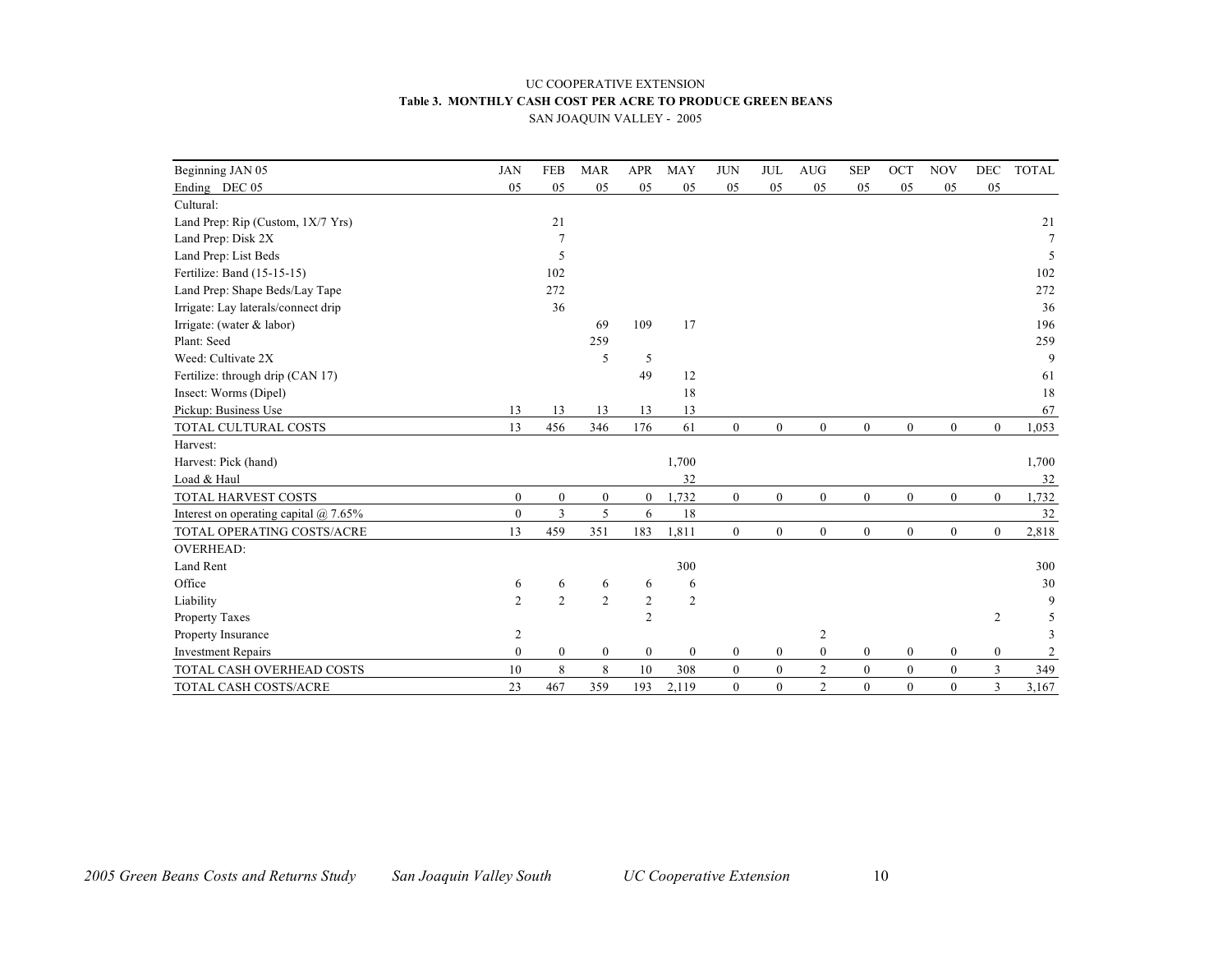UC COOPERATIVE EXTENSION

**Table 3. MONTHLY CASH COST PER ACRE TO PRODUCE GREEN BEANS**

SAN JOAQUIN VALLEY - 2005

| Beginning JAN 05 | JAN | FEB | MAR | APR | MAY | JUN | JUL | AUG | SEP | OCT | NOV | DEC | TOTAL |
|---|---|---|---|---|---|---|---|---|---|---|---|---|---|
| Ending DEC 05 | 05 | 05 | 05 | 05 | 05 | 05 | 05 | 05 | 05 | 05 | 05 | 05 | |
| Cultural: | | | | | | | | | | | | | |
| Land Prep: Rip (Custom, 1X/7 Yrs) | | 21 | | | | | | | | | | | 21 |
| Land Prep: Disk 2X | | 7 | | | | | | | | | | | 7 |
| Land Prep: List Beds | | 5 | | | | | | | | | | | 5 |
| Fertilize: Band (15-15-15) | | 102 | | | | | | | | | | | 102 |
| Land Prep: Shape Beds/Lay Tape | | 272 | | | | | | | | | | | 272 |
| Irrigate: Lay laterals/connect drip | | 36 | | | | | | | | | | | 36 |
| Irrigate: (water & labor) | | | 69 | 109 | 17 | | | | | | | | 196 |
| Plant: Seed | | | 259 | | | | | | | | | | 259 |
| Weed: Cultivate 2X | | | 5 | 5 | | | | | | | | | 9 |
| Fertilize: through drip (CAN 17) | | | | 49 | 12 | | | | | | | | 61 |
| Insect: Worms (Dipel) | | | | | 18 | | | | | | | | 18 |
| Pickup: Business Use | 13 | 13 | 13 | 13 | 13 | | | | | | | | 67 |
| TOTAL CULTURAL COSTS | 13 | 456 | 346 | 176 | 61 | 0 | 0 | 0 | 0 | 0 | 0 | 0 | 1,053 |
| Harvest: | | | | | | | | | | | | | |
| Harvest: Pick (hand) | | | | | 1,700 | | | | | | | | 1,700 |
| Load & Haul | | | | | 32 | | | | | | | | 32 |
| TOTAL HARVEST COSTS | 0 | 0 | 0 | 0 | 1,732 | 0 | 0 | 0 | 0 | 0 | 0 | 0 | 1,732 |
| Interest on operating capital @ 7.65% | 0 | 3 | 5 | 6 | 18 | | | | | | | | 32 |
| TOTAL OPERATING COSTS/ACRE | 13 | 459 | 351 | 183 | 1,811 | 0 | 0 | 0 | 0 | 0 | 0 | 0 | 2,818 |
| OVERHEAD: | | | | | | | | | | | | | |
| Land Rent | | | | | 300 | | | | | | | | 300 |
| Office | 6 | 6 | 6 | 6 | 6 | | | | | | | | 30 |
| Liability | 2 | 2 | 2 | 2 | 2 | | | | | | | | 9 |
| Property Taxes | | | | 2 | | | | | | | | 2 | 5 |
| Property Insurance | 2 | | | | | | | 2 | | | | | 3 |
| Investment Repairs | 0 | 0 | 0 | 0 | 0 | 0 | 0 | 0 | 0 | 0 | 0 | 0 | 2 |
| TOTAL CASH OVERHEAD COSTS | 10 | 8 | 8 | 10 | 308 | 0 | 0 | 2 | 0 | 0 | 0 | 3 | 349 |
| TOTAL CASH COSTS/ACRE | 23 | 467 | 359 | 193 | 2,119 | 0 | 0 | 2 | 0 | 0 | 0 | 3 | 3,167 |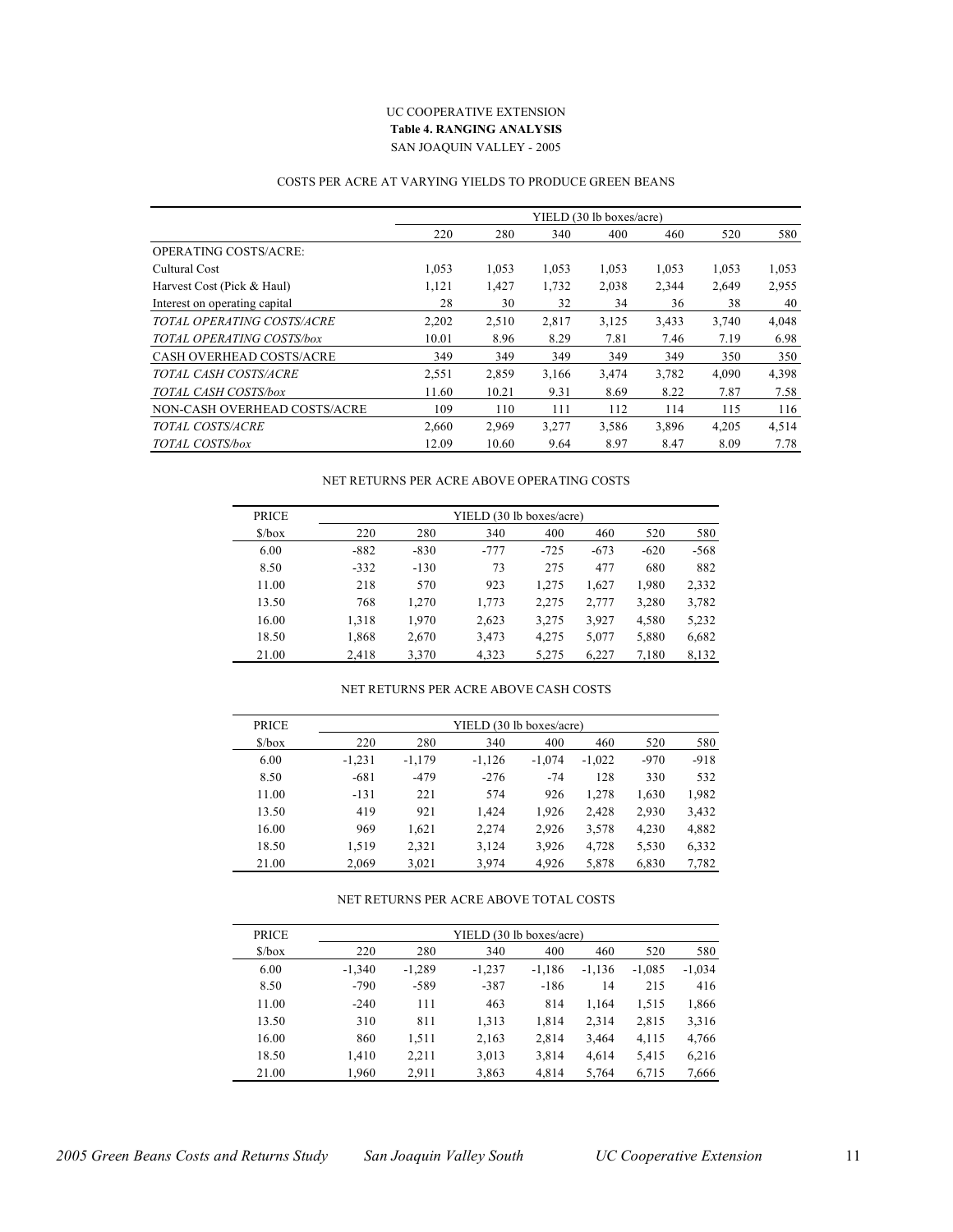UC COOPERATIVE EXTENSION

**Table 4. RANGING ANALYSIS**

SAN JOAQUIN VALLEY - 2005

COSTS PER ACRE AT VARYING YIELDS TO PRODUCE GREEN BEANS

| | YIELD (30 lb boxes/acre) | | | | | | |
|---|---|---|---|---|---|---|---|
| | 220 | 280 | 340 | 400 | 460 | 520 | 580 |
| OPERATING COSTS/ACRE: | | | | | | | |
| Cultural Cost | 1,053 | 1,053 | 1,053 | 1,053 | 1,053 | 1,053 | 1,053 |
| Harvest Cost (Pick & Haul) | 1,121 | 1,427 | 1,732 | 2,038 | 2,344 | 2,649 | 2,955 |
| Interest on operating capital | 28 | 30 | 32 | 34 | 36 | 38 | 40 |
| *TOTAL OPERATING COSTS/ACRE* | 2,202 | 2,510 | 2,817 | 3,125 | 3,433 | 3,740 | 4,048 |
| *TOTAL OPERATING COSTS/box* | 10.01 | 8.96 | 8.29 | 7.81 | 7.46 | 7.19 | 6.98 |
| CASH OVERHEAD COSTS/ACRE | 349 | 349 | 349 | 349 | 349 | 350 | 350 |
| *TOTAL CASH COSTS/ACRE* | 2,551 | 2,859 | 3,166 | 3,474 | 3,782 | 4,090 | 4,398 |
| *TOTAL CASH COSTS/box* | 11.60 | 10.21 | 9.31 | 8.69 | 8.22 | 7.87 | 7.58 |
| NON-CASH OVERHEAD COSTS/ACRE | 109 | 110 | 111 | 112 | 114 | 115 | 116 |
| *TOTAL COSTS/ACRE* | 2,660 | 2,969 | 3,277 | 3,586 | 3,896 | 4,205 | 4,514 |
| *TOTAL COSTS/box* | 12.09 | 10.60 | 9.64 | 8.97 | 8.47 | 8.09 | 7.78 |

NET RETURNS PER ACRE ABOVE OPERATING COSTS

| PRICE | YIELD (30 lb boxes/acre) | | | | | | |
|---|---|---|---|---|---|---|---|
| $/box | 220 | 280 | 340 | 400 | 460 | 520 | 580 |
| 6.00 | -882 | -830 | -777 | -725 | -673 | -620 | -568 |
| 8.50 | -332 | -130 | 73 | 275 | 477 | 680 | 882 |
| 11.00 | 218 | 570 | 923 | 1,275 | 1,627 | 1,980 | 2,332 |
| 13.50 | 768 | 1,270 | 1,773 | 2,275 | 2,777 | 3,280 | 3,782 |
| 16.00 | 1,318 | 1,970 | 2,623 | 3,275 | 3,927 | 4,580 | 5,232 |
| 18.50 | 1,868 | 2,670 | 3,473 | 4,275 | 5,077 | 5,880 | 6,682 |
| 21.00 | 2,418 | 3,370 | 4,323 | 5,275 | 6,227 | 7,180 | 8,132 |

NET RETURNS PER ACRE ABOVE CASH COSTS

| PRICE | YIELD (30 lb boxes/acre) | | | | | | |
|---|---|---|---|---|---|---|---|
| $/box | 220 | 280 | 340 | 400 | 460 | 520 | 580 |
| 6.00 | -1,231 | -1,179 | -1,126 | -1,074 | -1,022 | -970 | -918 |
| 8.50 | -681 | -479 | -276 | -74 | 128 | 330 | 532 |
| 11.00 | -131 | 221 | 574 | 926 | 1,278 | 1,630 | 1,982 |
| 13.50 | 419 | 921 | 1,424 | 1,926 | 2,428 | 2,930 | 3,432 |
| 16.00 | 969 | 1,621 | 2,274 | 2,926 | 3,578 | 4,230 | 4,882 |
| 18.50 | 1,519 | 2,321 | 3,124 | 3,926 | 4,728 | 5,530 | 6,332 |
| 21.00 | 2,069 | 3,021 | 3,974 | 4,926 | 5,878 | 6,830 | 7,782 |

NET RETURNS PER ACRE ABOVE TOTAL COSTS

| PRICE | YIELD (30 lb boxes/acre) | | | | | | |
|---|---|---|---|---|---|---|---|
| $/box | 220 | 280 | 340 | 400 | 460 | 520 | 580 |
| 6.00 | -1,340 | -1,289 | -1,237 | -1,186 | -1,136 | -1,085 | -1,034 |
| 8.50 | -790 | -589 | -387 | -186 | 14 | 215 | 416 |
| 11.00 | -240 | 111 | 463 | 814 | 1,164 | 1,515 | 1,866 |
| 13.50 | 310 | 811 | 1,313 | 1,814 | 2,314 | 2,815 | 3,316 |
| 16.00 | 860 | 1,511 | 2,163 | 2,814 | 3,464 | 4,115 | 4,766 |
| 18.50 | 1,410 | 2,211 | 3,013 | 3,814 | 4,614 | 5,415 | 6,216 |
| 21.00 | 1,960 | 2,911 | 3,863 | 4,814 | 5,764 | 6,715 | 7,666 |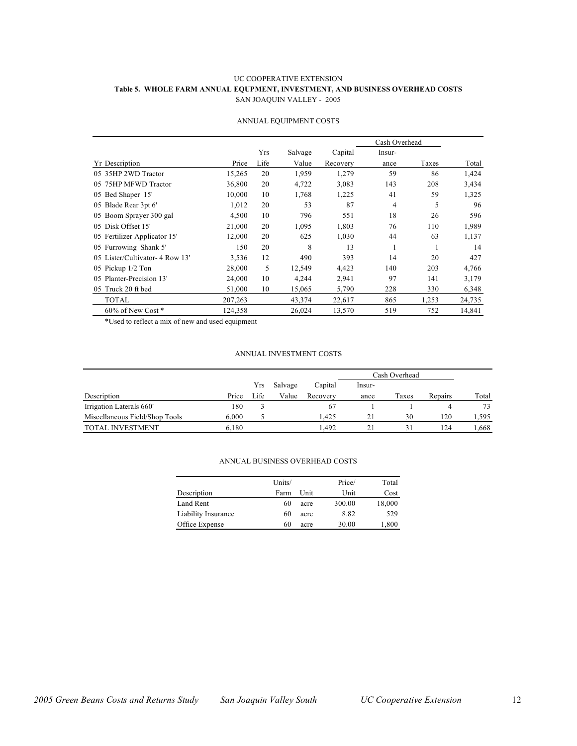UC COOPERATIVE EXTENSION

**Table 5. WHOLE FARM ANNUAL EQUPMENT, INVESTMENT, AND BUSINESS OVERHEAD COSTS**

SAN JOAQUIN VALLEY - 2005

ANNUAL EQUIPMENT COSTS

| | | | | | Cash Overhead | | |
|---|---|---|---|---|---|---|---|
| | | Yrs | Salvage | Capital | Insur- | | |
| Yr Description | Price | Life | Value | Recovery | ance | Taxes | Total |
| 05 35HP 2WD Tractor | 15,265 | 20 | 1,959 | 1,279 | 59 | 86 | 1,424 |
| 05 75HP MFWD Tractor | 36,800 | 20 | 4,722 | 3,083 | 143 | 208 | 3,434 |
| 05 Bed Shaper 15' | 10,000 | 10 | 1,768 | 1,225 | 41 | 59 | 1,325 |
| 05 Blade Rear 3pt 6' | 1,012 | 20 | 53 | 87 | 4 | 5 | 96 |
| 05 Boom Sprayer 300 gal | 4,500 | 10 | 796 | 551 | 18 | 26 | 596 |
| 05 Disk Offset 15' | 21,000 | 20 | 1,095 | 1,803 | 76 | 110 | 1,989 |
| 05 Fertilizer Applicator 15' | 12,000 | 20 | 625 | 1,030 | 44 | 63 | 1,137 |
| 05 Furrowing Shank 5' | 150 | 20 | 8 | 13 | 1 | 1 | 14 |
| 05 Lister/Cultivator- 4 Row 13' | 3,536 | 12 | 490 | 393 | 14 | 20 | 427 |
| 05 Pickup 1/2 Ton | 28,000 | 5 | 12,549 | 4,423 | 140 | 203 | 4,766 |
| 05 Planter-Precision 13' | 24,000 | 10 | 4,244 | 2,941 | 97 | 141 | 3,179 |
| 05 Truck 20 ft bed | 51,000 | 10 | 15,065 | 5,790 | 228 | 330 | 6,348 |
| TOTAL | 207,263 | | 43,374 | 22,617 | 865 | 1,253 | 24,735 |
| 60% of New Cost * | 124,358 | | 26,024 | 13,570 | 519 | 752 | 14,841 |

*Used to reflect a mix of new and used equipment

ANNUAL INVESTMENT COSTS

| | | | | | Cash Overhead | | | |
|---|---|---|---|---|---|---|---|---|
| | | Yrs | Salvage | Capital | Insur- | | | |
| Description | Price | Life | Value | Recovery | ance | Taxes | Repairs | Total |
| Irrigation Laterals 660' | 180 | 3 | | 67 | 1 | 1 | 4 | 73 |
| Miscellaneous Field/Shop Tools | 6,000 | 5 | | 1,425 | 21 | 30 | 120 | 1,595 |
| TOTAL INVESTMENT | 6,180 | | | 1,492 | 21 | 31 | 124 | 1,668 |

ANNUAL BUSINESS OVERHEAD COSTS

| | Units/ | | Price/ | Total |
|---|---|---|---|---|
| Description | Farm | Unit | Unit | Cost |
| Land Rent | 60 | acre | 300.00 | 18,000 |
| Liability Insurance | 60 | acre | 8.82 | 529 |
| Office Expense | 60 | acre | 30.00 | 1,800 |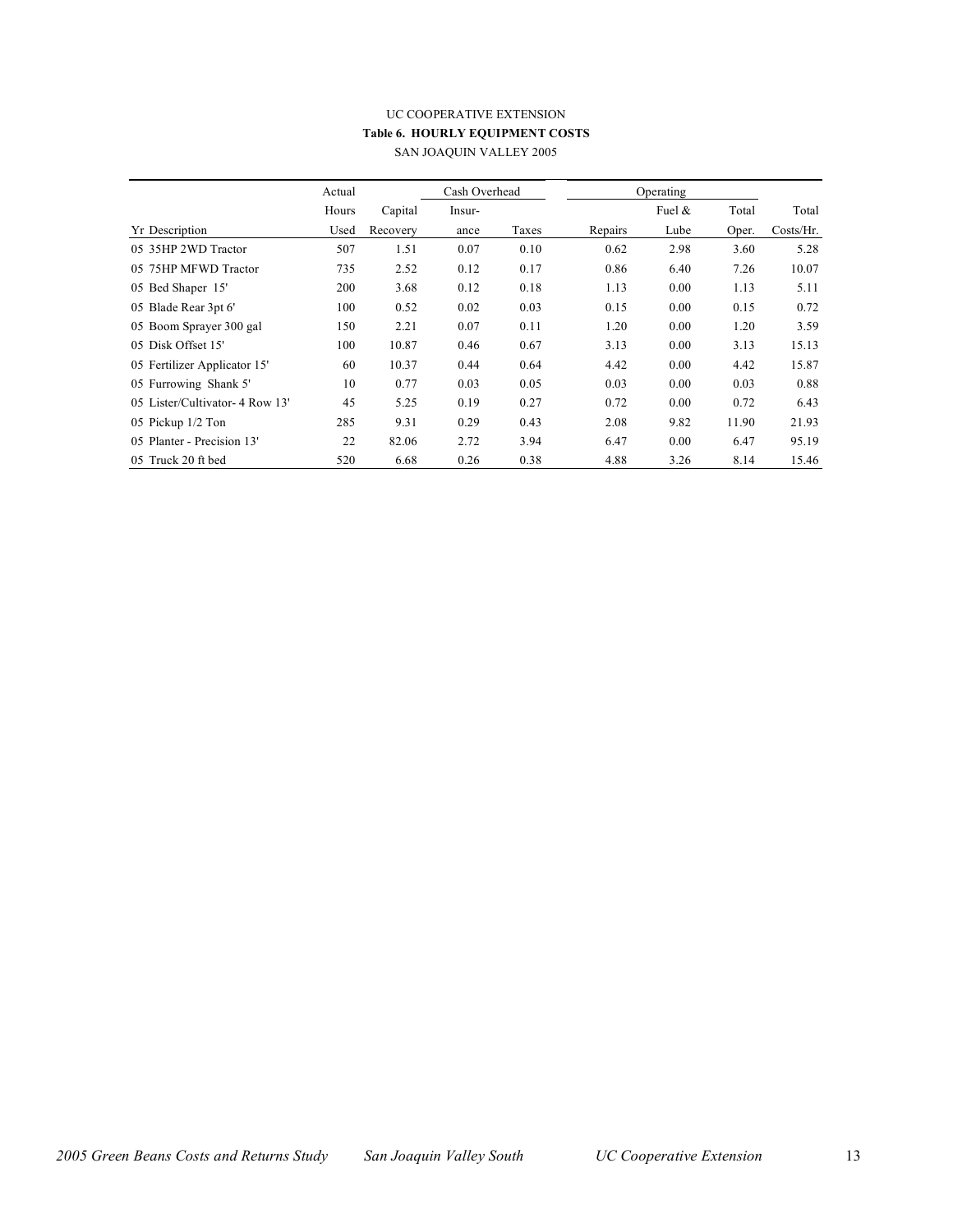UC COOPERATIVE EXTENSION

**Table 6. HOURLY EQUIPMENT COSTS**

SAN JOAQUIN VALLEY 2005

| | Actual | | Cash Overhead | | Operating | | | |
|---|---|---|---|---|---|---|---|---|
| | Hours | Capital | Insur- | | | Fuel & | Total | Total |
| Yr Description | Used | Recovery | ance | Taxes | Repairs | Lube | Oper. | Costs/Hr. |
| 05 35HP 2WD Tractor | 507 | 1.51 | 0.07 | 0.10 | 0.62 | 2.98 | 3.60 | 5.28 |
| 05 75HP MFWD Tractor | 735 | 2.52 | 0.12 | 0.17 | 0.86 | 6.40 | 7.26 | 10.07 |
| 05 Bed Shaper 15' | 200 | 3.68 | 0.12 | 0.18 | 1.13 | 0.00 | 1.13 | 5.11 |
| 05 Blade Rear 3pt 6' | 100 | 0.52 | 0.02 | 0.03 | 0.15 | 0.00 | 0.15 | 0.72 |
| 05 Boom Sprayer 300 gal | 150 | 2.21 | 0.07 | 0.11 | 1.20 | 0.00 | 1.20 | 3.59 |
| 05 Disk Offset 15' | 100 | 10.87 | 0.46 | 0.67 | 3.13 | 0.00 | 3.13 | 15.13 |
| 05 Fertilizer Applicator 15' | 60 | 10.37 | 0.44 | 0.64 | 4.42 | 0.00 | 4.42 | 15.87 |
| 05 Furrowing Shank 5' | 10 | 0.77 | 0.03 | 0.05 | 0.03 | 0.00 | 0.03 | 0.88 |
| 05 Lister/Cultivator- 4 Row 13' | 45 | 5.25 | 0.19 | 0.27 | 0.72 | 0.00 | 0.72 | 6.43 |
| 05 Pickup 1/2 Ton | 285 | 9.31 | 0.29 | 0.43 | 2.08 | 9.82 | 11.90 | 21.93 |
| 05 Planter - Precision 13' | 22 | 82.06 | 2.72 | 3.94 | 6.47 | 0.00 | 6.47 | 95.19 |
| 05 Truck 20 ft bed | 520 | 6.68 | 0.26 | 0.38 | 4.88 | 3.26 | 8.14 | 15.46 |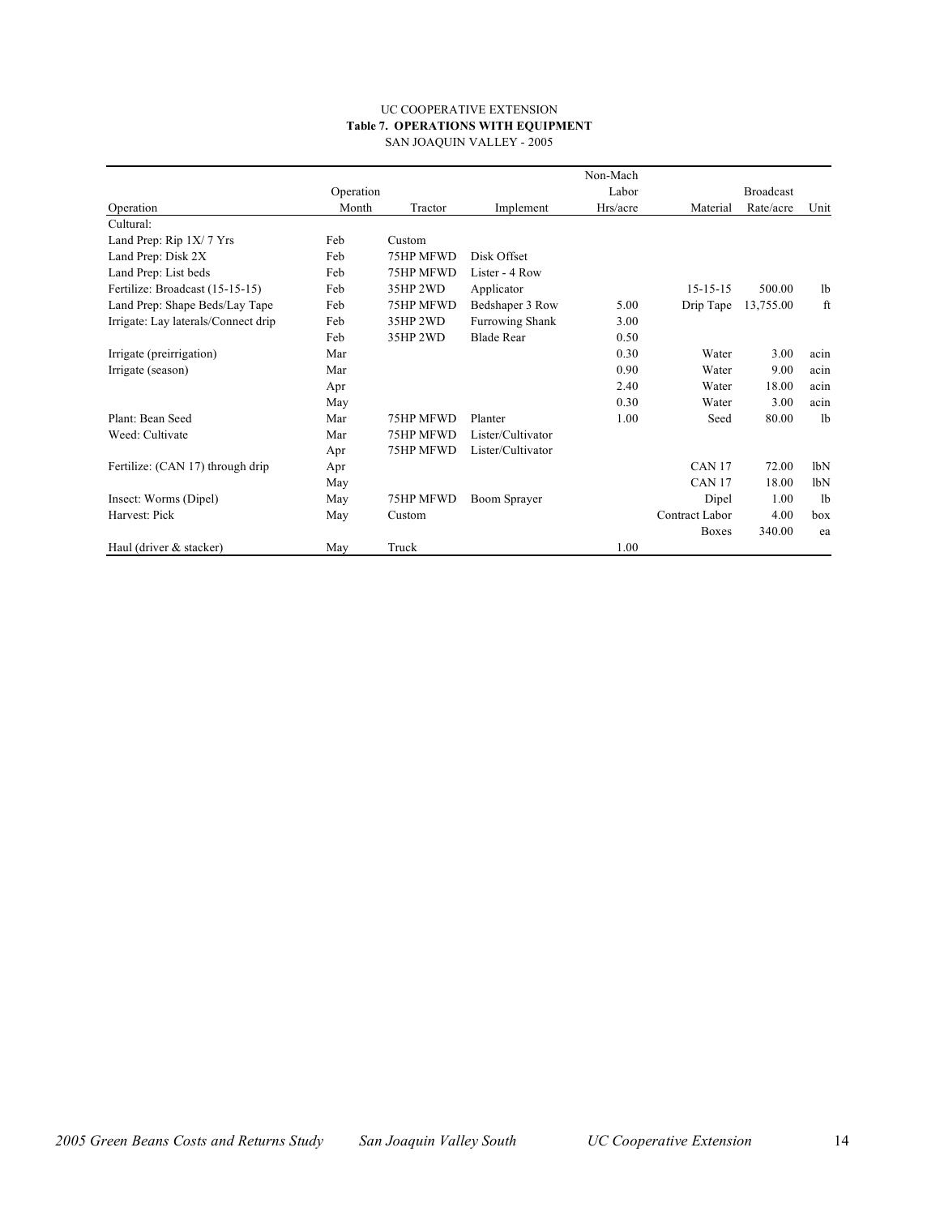UC COOPERATIVE EXTENSION

**Table 7. OPERATIONS WITH EQUIPMENT**

SAN JOAQUIN VALLEY - 2005

| Operation | Operation Month | Tractor | Implement | Non-Mach Labor Hrs/acre | Material | Broadcast Rate/acre | Unit |
|---|---|---|---|---|---|---|---|
| Cultural: | | | | | | | |
| Land Prep: Rip 1X/ 7 Yrs | Feb | Custom | | | | | |
| Land Prep: Disk 2X | Feb | 75HP MFWD | Disk Offset | | | | |
| Land Prep: List beds | Feb | 75HP MFWD | Lister - 4 Row | | | | |
| Fertilize: Broadcast (15-15-15) | Feb | 35HP 2WD | Applicator | | 15-15-15 | 500.00 | lb |
| Land Prep: Shape Beds/Lay Tape | Feb | 75HP MFWD | Bedshaper 3 Row | 5.00 | Drip Tape | 13,755.00 | ft |
| Irrigate: Lay laterals/Connect drip | Feb | 35HP 2WD | Furrowing Shank | 3.00 | | | |
| | Feb | 35HP 2WD | Blade Rear | 0.50 | | | |
| Irrigate (preirrigation) | Mar | | | 0.30 | Water | 3.00 | acin |
| Irrigate (season) | Mar | | | 0.90 | Water | 9.00 | acin |
| | Apr | | | 2.40 | Water | 18.00 | acin |
| | May | | | 0.30 | Water | 3.00 | acin |
| Plant: Bean Seed | Mar | 75HP MFWD | Planter | 1.00 | Seed | 80.00 | lb |
| Weed: Cultivate | Mar | 75HP MFWD | Lister/Cultivator | | | | |
| | Apr | 75HP MFWD | Lister/Cultivator | | | | |
| Fertilize: (CAN 17) through drip | Apr | | | | CAN 17 | 72.00 | lbN |
| | May | | | | CAN 17 | 18.00 | lbN |
| Insect: Worms (Dipel) | May | 75HP MFWD | Boom Sprayer | | Dipel | 1.00 | lb |
| Harvest: Pick | May | Custom | | | Contract Labor | 4.00 | box |
| | | | | | Boxes | 340.00 | ea |
| Haul (driver & stacker) | May | Truck | | 1.00 | | | |